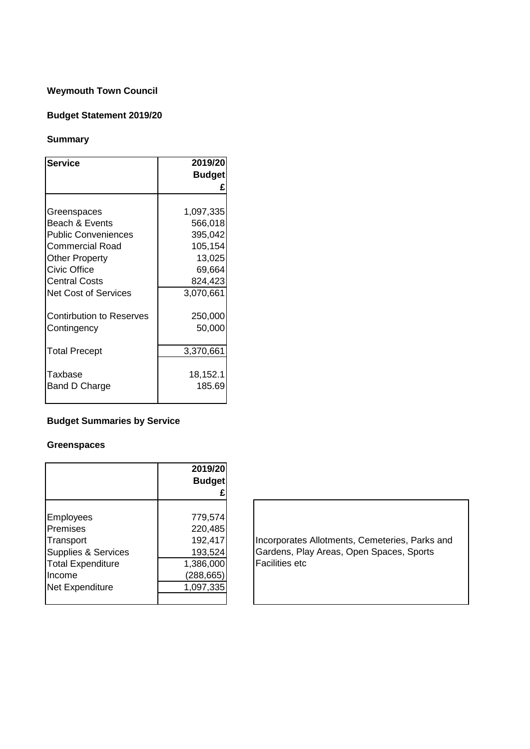**Weymouth Town Council**

**Budget Statement 2019/20**

**Summary**

| Service | 2019/20 Budget £ |
|---|---|
| Greenspaces | 1,097,335 |
| Beach & Events | 566,018 |
| Public Conveniences | 395,042 |
| Commercial Road | 105,154 |
| Other Property | 13,025 |
| Civic Office | 69,664 |
| Central Costs | 824,423 |
| Net Cost of Services | 3,070,661 |
| Contirbution to Reserves | 250,000 |
| Contingency | 50,000 |
| Total Precept | 3,370,661 |
| Taxbase | 18,152.1 |
| Band D Charge | 185.69 |

**Budget Summaries by Service**

**Greenspaces**

| | 2019/20 Budget £ |
|---|---|
| Employees | 779,574 |
| Premises | 220,485 |
| Transport | 192,417 |
| Supplies & Services | 193,524 |
| Total Expenditure | 1,386,000 |
| Income | (288,665) |
| Net Expenditure | 1,097,335 |

Incorporates Allotments, Cemeteries, Parks and Gardens, Play Areas, Open Spaces, Sports Facilities etc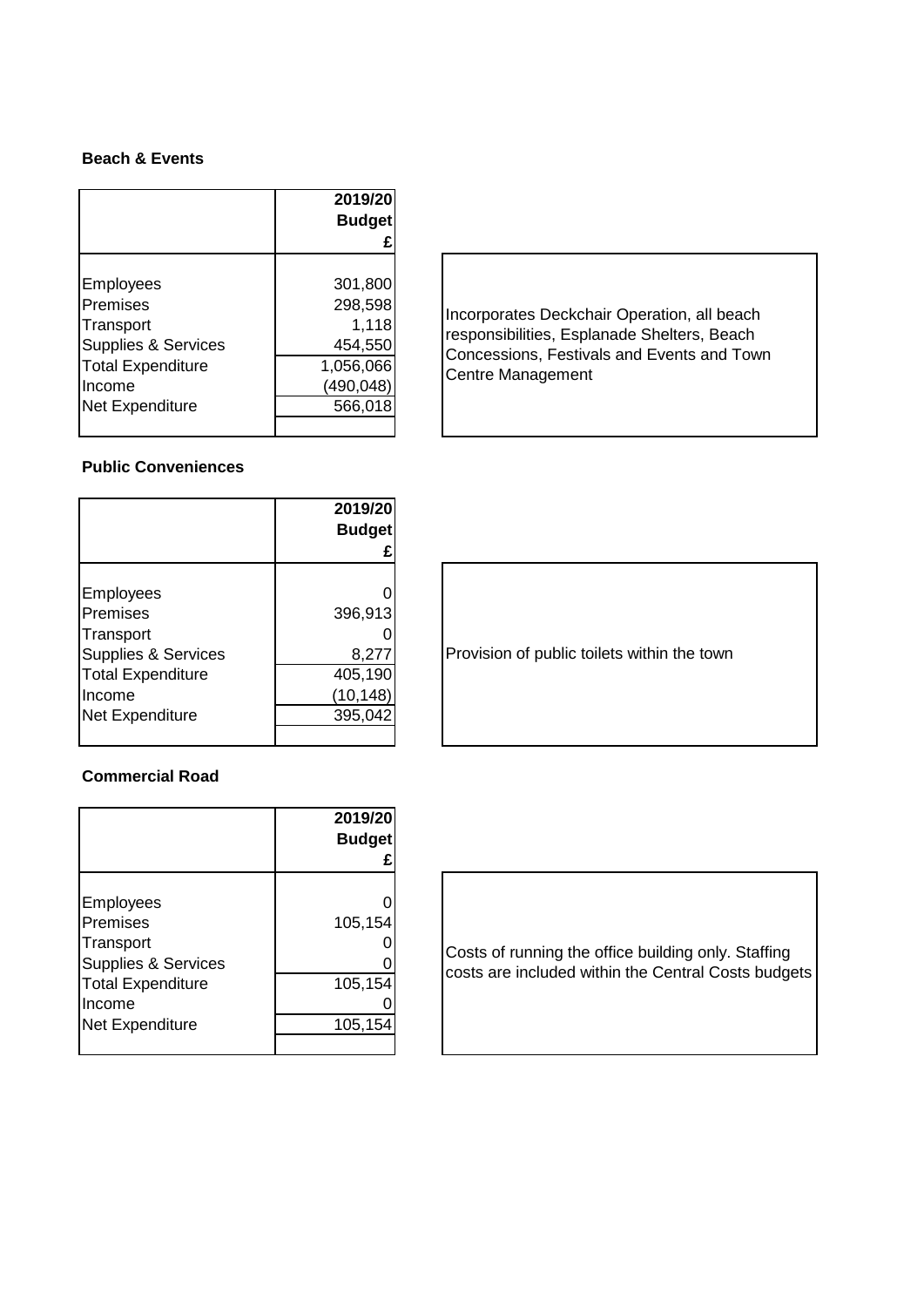**Beach & Events**

| | 2019/20 Budget £ |
|---|---|
| Employees | 301,800 |
| Premises | 298,598 |
| Transport | 1,118 |
| Supplies & Services | 454,550 |
| Total Expenditure | 1,056,066 |
| Income | (490,048) |
| Net Expenditure | 566,018 |

Incorporates Deckchair Operation, all beach responsibilities, Esplanade Shelters, Beach Concessions, Festivals and Events and Town Centre Management

**Public Conveniences**

| | 2019/20 Budget £ |
|---|---|
| Employees | 0 |
| Premises | 396,913 |
| Transport | 0 |
| Supplies & Services | 8,277 |
| Total Expenditure | 405,190 |
| Income | (10,148) |
| Net Expenditure | 395,042 |

Provision of public toilets within the town

**Commercial Road**

| | 2019/20 Budget £ |
|---|---|
| Employees | 0 |
| Premises | 105,154 |
| Transport | 0 |
| Supplies & Services | 0 |
| Total Expenditure | 105,154 |
| Income | 0 |
| Net Expenditure | 105,154 |

Costs of running the office building only. Staffing costs are included within the Central Costs budgets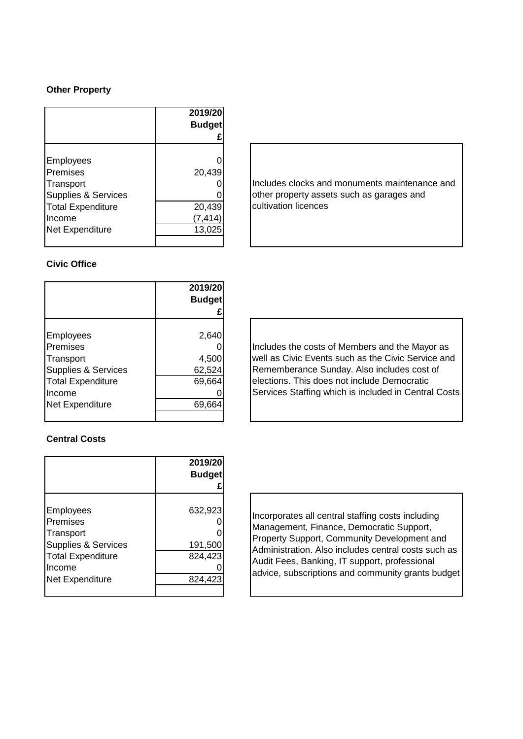**Other Property**

| | 2019/20 Budget £ |
|---|---|
| Employees | 0 |
| Premises | 20,439 |
| Transport | 0 |
| Supplies & Services | 0 |
| Total Expenditure | 20,439 |
| Income | (7,414) |
| Net Expenditure | 13,025 |

Includes clocks and monuments maintenance and other property assets such as garages and cultivation licences

**Civic Office**

| | 2019/20 Budget £ |
|---|---|
| Employees | 2,640 |
| Premises | 0 |
| Transport | 4,500 |
| Supplies & Services | 62,524 |
| Total Expenditure | 69,664 |
| Income | 0 |
| Net Expenditure | 69,664 |

Includes the costs of Members and the Mayor as well as Civic Events such as the Civic Service and Rememberance Sunday. Also includes cost of elections. This does not include Democratic Services Staffing which is included in Central Costs

**Central Costs**

| | 2019/20 Budget £ |
|---|---|
| Employees | 632,923 |
| Premises | 0 |
| Transport | 0 |
| Supplies & Services | 191,500 |
| Total Expenditure | 824,423 |
| Income | 0 |
| Net Expenditure | 824,423 |

Incorporates all central staffing costs including Management, Finance, Democratic Support, Property Support, Community Development and Administration. Also includes central costs such as Audit Fees, Banking, IT support, professional advice, subscriptions and community grants budget